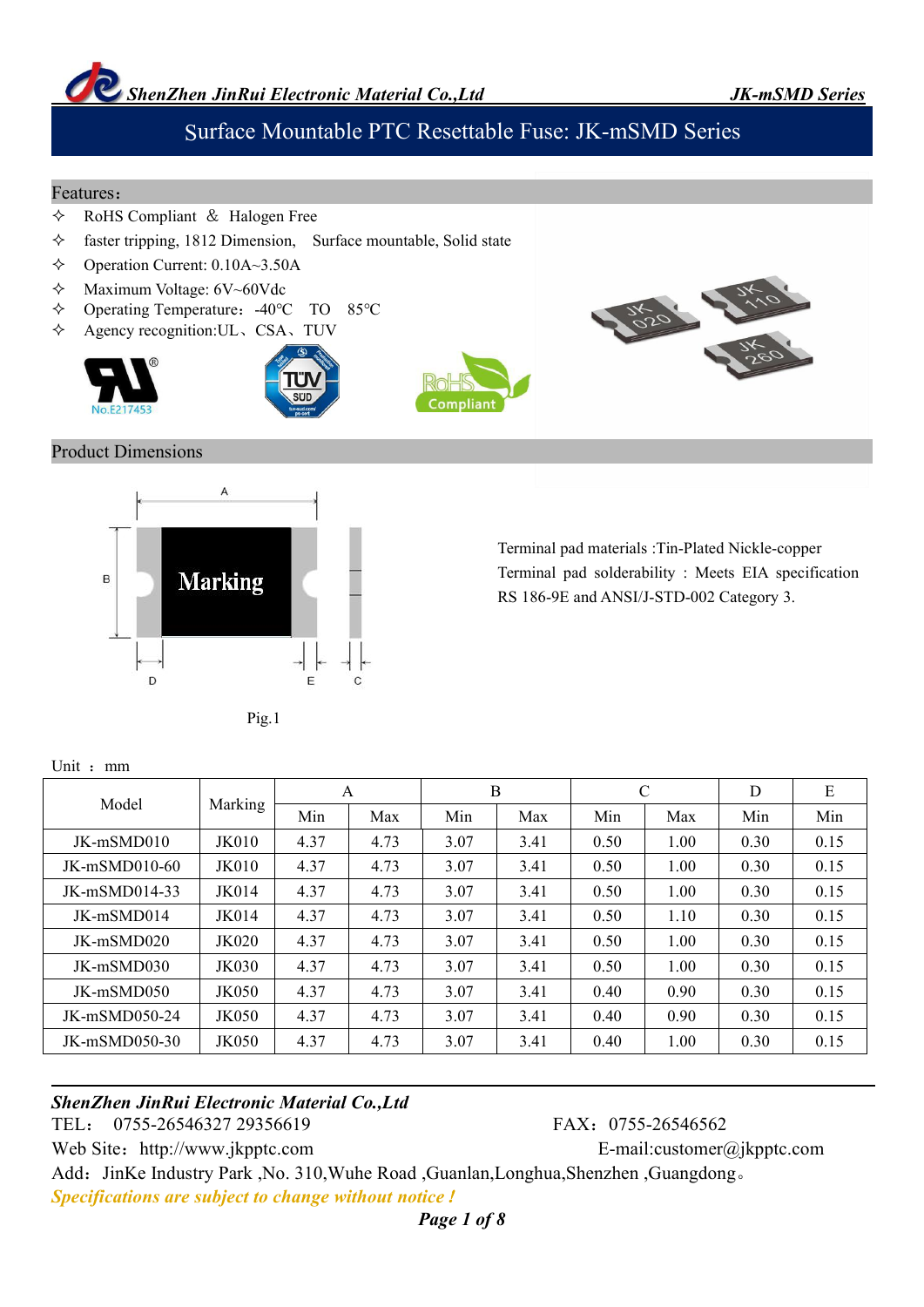# Surface Mountable PTC Resettable Fuse: JK-mSMD Series

## Features：

- ✧ RoHS Compliant & Halogen Free
- ✧ faster tripping, 1812 Dimension, Surface mountable, Solid state
- ✧ Operation Current: 0.10A~3.50A
- ✧ Maximum Voltage: 6V~60Vdc
- ✧ Operating Temperature：-40℃ TO 85℃
- ✧ Agency recognition:UL、CSA、TUV

No.E217453

## Product Dimensions

A
B
Marking
D
E
C

Pig.1

Terminal pad materials :Tin-Plated Nickle-copper
Terminal pad solderability : Meets EIA specification RS 186-9E and ANSI/J-STD-002 Category 3.

Unit ： mm

| Model | Marking | A | | B | | C | | D | E |
|---|---|---|---|---|---|---|---|---|---|
| | | Min | Max | Min | Max | Min | Max | Min | Min |
| JK-mSMD010 | JK010 | 4.37 | 4.73 | 3.07 | 3.41 | 0.50 | 1.00 | 0.30 | 0.15 |
| JK-mSMD010-60 | JK010 | 4.37 | 4.73 | 3.07 | 3.41 | 0.50 | 1.00 | 0.30 | 0.15 |
| JK-mSMD014-33 | JK014 | 4.37 | 4.73 | 3.07 | 3.41 | 0.50 | 1.00 | 0.30 | 0.15 |
| JK-mSMD014 | JK014 | 4.37 | 4.73 | 3.07 | 3.41 | 0.50 | 1.10 | 0.30 | 0.15 |
| JK-mSMD020 | JK020 | 4.37 | 4.73 | 3.07 | 3.41 | 0.50 | 1.00 | 0.30 | 0.15 |
| JK-mSMD030 | JK030 | 4.37 | 4.73 | 3.07 | 3.41 | 0.50 | 1.00 | 0.30 | 0.15 |
| JK-mSMD050 | JK050 | 4.37 | 4.73 | 3.07 | 3.41 | 0.40 | 0.90 | 0.30 | 0.15 |
| JK-mSMD050-24 | JK050 | 4.37 | 4.73 | 3.07 | 3.41 | 0.40 | 0.90 | 0.30 | 0.15 |
| JK-mSMD050-30 | JK050 | 4.37 | 4.73 | 3.07 | 3.41 | 0.40 | 1.00 | 0.30 | 0.15 |

***ShenZhen JinRui Electronic Material Co.,Ltd***

TEL： 0755-26546327 29356619　　　FAX：0755-26546562

Web Site：http://www.jkpptc.com　　　E-mail:customer@jkpptc.com

Add：JinKe Industry Park ,No. 310,Wuhe Road ,Guanlan,Longhua,Shenzhen ,Guangdong。

***Specifications are subject to change without notice !***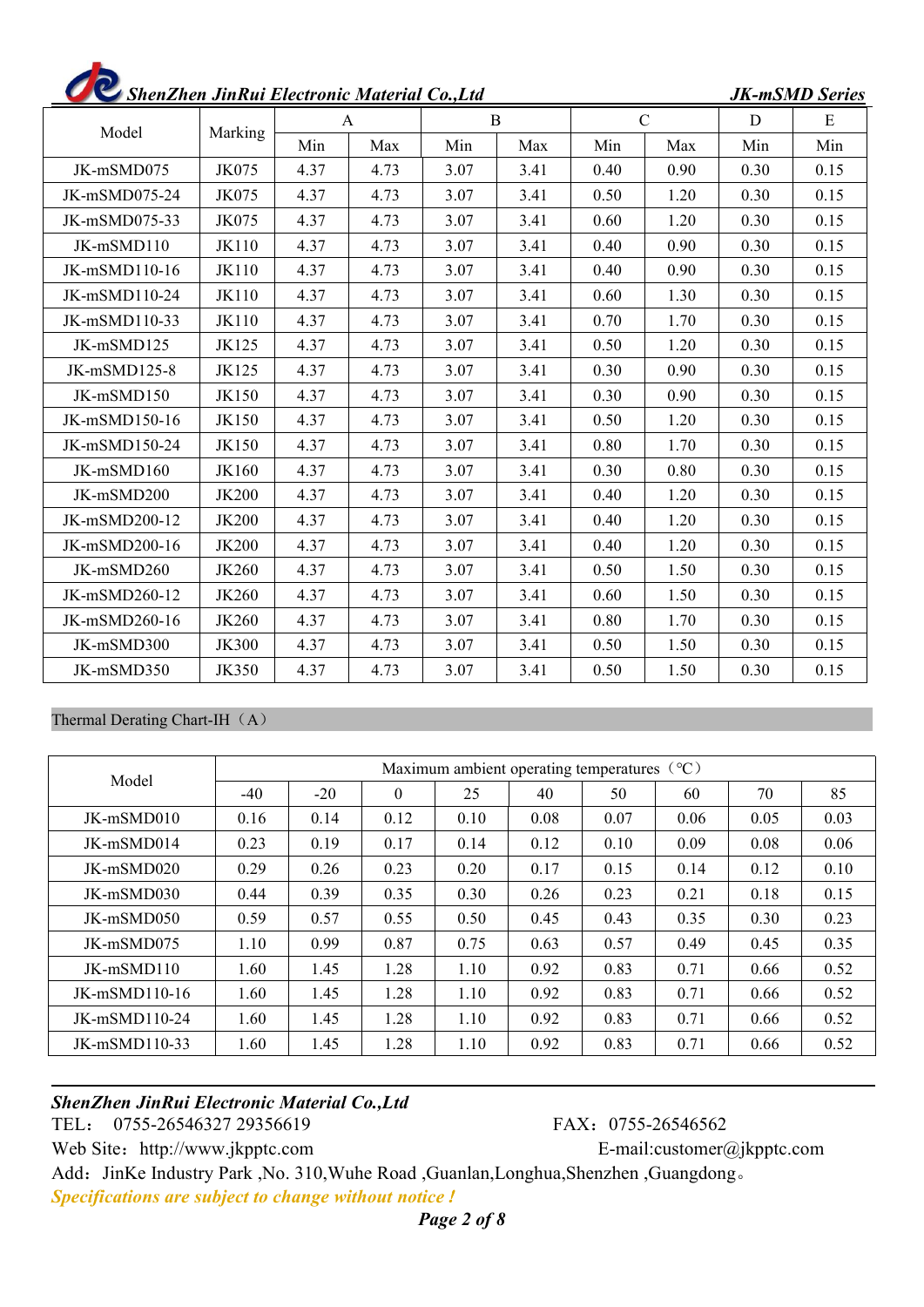| Model | Marking | A | | B | | C | | D | E |
|---|---|---|---|---|---|---|---|---|---|
| | | Min | Max | Min | Max | Min | Max | Min | Min |
| JK-mSMD075 | JK075 | 4.37 | 4.73 | 3.07 | 3.41 | 0.40 | 0.90 | 0.30 | 0.15 |
| JK-mSMD075-24 | JK075 | 4.37 | 4.73 | 3.07 | 3.41 | 0.50 | 1.20 | 0.30 | 0.15 |
| JK-mSMD075-33 | JK075 | 4.37 | 4.73 | 3.07 | 3.41 | 0.60 | 1.20 | 0.30 | 0.15 |
| JK-mSMD110 | JK110 | 4.37 | 4.73 | 3.07 | 3.41 | 0.40 | 0.90 | 0.30 | 0.15 |
| JK-mSMD110-16 | JK110 | 4.37 | 4.73 | 3.07 | 3.41 | 0.40 | 0.90 | 0.30 | 0.15 |
| JK-mSMD110-24 | JK110 | 4.37 | 4.73 | 3.07 | 3.41 | 0.60 | 1.30 | 0.30 | 0.15 |
| JK-mSMD110-33 | JK110 | 4.37 | 4.73 | 3.07 | 3.41 | 0.70 | 1.70 | 0.30 | 0.15 |
| JK-mSMD125 | JK125 | 4.37 | 4.73 | 3.07 | 3.41 | 0.50 | 1.20 | 0.30 | 0.15 |
| JK-mSMD125-8 | JK125 | 4.37 | 4.73 | 3.07 | 3.41 | 0.30 | 0.90 | 0.30 | 0.15 |
| JK-mSMD150 | JK150 | 4.37 | 4.73 | 3.07 | 3.41 | 0.30 | 0.90 | 0.30 | 0.15 |
| JK-mSMD150-16 | JK150 | 4.37 | 4.73 | 3.07 | 3.41 | 0.50 | 1.20 | 0.30 | 0.15 |
| JK-mSMD150-24 | JK150 | 4.37 | 4.73 | 3.07 | 3.41 | 0.80 | 1.70 | 0.30 | 0.15 |
| JK-mSMD160 | JK160 | 4.37 | 4.73 | 3.07 | 3.41 | 0.30 | 0.80 | 0.30 | 0.15 |
| JK-mSMD200 | JK200 | 4.37 | 4.73 | 3.07 | 3.41 | 0.40 | 1.20 | 0.30 | 0.15 |
| JK-mSMD200-12 | JK200 | 4.37 | 4.73 | 3.07 | 3.41 | 0.40 | 1.20 | 0.30 | 0.15 |
| JK-mSMD200-16 | JK200 | 4.37 | 4.73 | 3.07 | 3.41 | 0.40 | 1.20 | 0.30 | 0.15 |
| JK-mSMD260 | JK260 | 4.37 | 4.73 | 3.07 | 3.41 | 0.50 | 1.50 | 0.30 | 0.15 |
| JK-mSMD260-12 | JK260 | 4.37 | 4.73 | 3.07 | 3.41 | 0.60 | 1.50 | 0.30 | 0.15 |
| JK-mSMD260-16 | JK260 | 4.37 | 4.73 | 3.07 | 3.41 | 0.80 | 1.70 | 0.30 | 0.15 |
| JK-mSMD300 | JK300 | 4.37 | 4.73 | 3.07 | 3.41 | 0.50 | 1.50 | 0.30 | 0.15 |
| JK-mSMD350 | JK350 | 4.37 | 4.73 | 3.07 | 3.41 | 0.50 | 1.50 | 0.30 | 0.15 |

## Thermal Derating Chart-IH（A）

| Model | Maximum ambient operating temperatures（°C） | | | | | | | | |
|---|---|---|---|---|---|---|---|---|---|
| | -40 | -20 | 0 | 25 | 40 | 50 | 60 | 70 | 85 |
| JK-mSMD010 | 0.16 | 0.14 | 0.12 | 0.10 | 0.08 | 0.07 | 0.06 | 0.05 | 0.03 |
| JK-mSMD014 | 0.23 | 0.19 | 0.17 | 0.14 | 0.12 | 0.10 | 0.09 | 0.08 | 0.06 |
| JK-mSMD020 | 0.29 | 0.26 | 0.23 | 0.20 | 0.17 | 0.15 | 0.14 | 0.12 | 0.10 |
| JK-mSMD030 | 0.44 | 0.39 | 0.35 | 0.30 | 0.26 | 0.23 | 0.21 | 0.18 | 0.15 |
| JK-mSMD050 | 0.59 | 0.57 | 0.55 | 0.50 | 0.45 | 0.43 | 0.35 | 0.30 | 0.23 |
| JK-mSMD075 | 1.10 | 0.99 | 0.87 | 0.75 | 0.63 | 0.57 | 0.49 | 0.45 | 0.35 |
| JK-mSMD110 | 1.60 | 1.45 | 1.28 | 1.10 | 0.92 | 0.83 | 0.71 | 0.66 | 0.52 |
| JK-mSMD110-16 | 1.60 | 1.45 | 1.28 | 1.10 | 0.92 | 0.83 | 0.71 | 0.66 | 0.52 |
| JK-mSMD110-24 | 1.60 | 1.45 | 1.28 | 1.10 | 0.92 | 0.83 | 0.71 | 0.66 | 0.52 |
| JK-mSMD110-33 | 1.60 | 1.45 | 1.28 | 1.10 | 0.92 | 0.83 | 0.71 | 0.66 | 0.52 |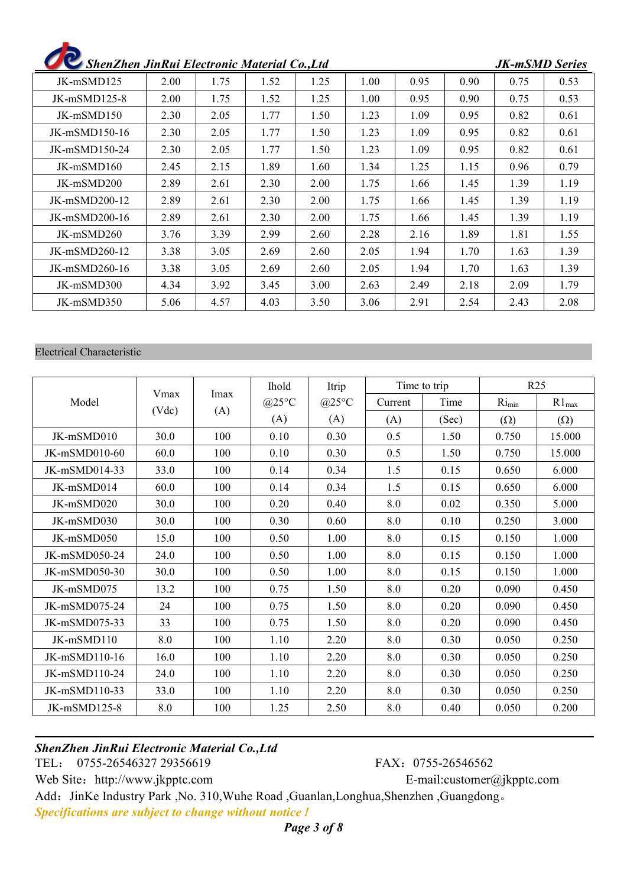| | | | | | | | | | |
|---|---|---|---|---|---|---|---|---|---|
| JK-mSMD125 | 2.00 | 1.75 | 1.52 | 1.25 | 1.00 | 0.95 | 0.90 | 0.75 | 0.53 |
| JK-mSMD125-8 | 2.00 | 1.75 | 1.52 | 1.25 | 1.00 | 0.95 | 0.90 | 0.75 | 0.53 |
| JK-mSMD150 | 2.30 | 2.05 | 1.77 | 1.50 | 1.23 | 1.09 | 0.95 | 0.82 | 0.61 |
| JK-mSMD150-16 | 2.30 | 2.05 | 1.77 | 1.50 | 1.23 | 1.09 | 0.95 | 0.82 | 0.61 |
| JK-mSMD150-24 | 2.30 | 2.05 | 1.77 | 1.50 | 1.23 | 1.09 | 0.95 | 0.82 | 0.61 |
| JK-mSMD160 | 2.45 | 2.15 | 1.89 | 1.60 | 1.34 | 1.25 | 1.15 | 0.96 | 0.79 |
| JK-mSMD200 | 2.89 | 2.61 | 2.30 | 2.00 | 1.75 | 1.66 | 1.45 | 1.39 | 1.19 |
| JK-mSMD200-12 | 2.89 | 2.61 | 2.30 | 2.00 | 1.75 | 1.66 | 1.45 | 1.39 | 1.19 |
| JK-mSMD200-16 | 2.89 | 2.61 | 2.30 | 2.00 | 1.75 | 1.66 | 1.45 | 1.39 | 1.19 |
| JK-mSMD260 | 3.76 | 3.39 | 2.99 | 2.60 | 2.28 | 2.16 | 1.89 | 1.81 | 1.55 |
| JK-mSMD260-12 | 3.38 | 3.05 | 2.69 | 2.60 | 2.05 | 1.94 | 1.70 | 1.63 | 1.39 |
| JK-mSMD260-16 | 3.38 | 3.05 | 2.69 | 2.60 | 2.05 | 1.94 | 1.70 | 1.63 | 1.39 |
| JK-mSMD300 | 4.34 | 3.92 | 3.45 | 3.00 | 2.63 | 2.49 | 2.18 | 2.09 | 1.79 |
| JK-mSMD350 | 5.06 | 4.57 | 4.03 | 3.50 | 3.06 | 2.91 | 2.54 | 2.43 | 2.08 |

## Electrical Characteristic

| Model | Vmax (Vdc) | Imax (A) | Ihold @25°C (A) | Itrip @25°C (A) | Time to trip | | R25 | |
|---|---|---|---|---|---|---|---|---|
| | | | | | Current (A) | Time (Sec) | $Ri_{min}$ (Ω) | $R1_{max}$ (Ω) |
| JK-mSMD010 | 30.0 | 100 | 0.10 | 0.30 | 0.5 | 1.50 | 0.750 | 15.000 |
| JK-mSMD010-60 | 60.0 | 100 | 0.10 | 0.30 | 0.5 | 1.50 | 0.750 | 15.000 |
| JK-mSMD014-33 | 33.0 | 100 | 0.14 | 0.34 | 1.5 | 0.15 | 0.650 | 6.000 |
| JK-mSMD014 | 60.0 | 100 | 0.14 | 0.34 | 1.5 | 0.15 | 0.650 | 6.000 |
| JK-mSMD020 | 30.0 | 100 | 0.20 | 0.40 | 8.0 | 0.02 | 0.350 | 5.000 |
| JK-mSMD030 | 30.0 | 100 | 0.30 | 0.60 | 8.0 | 0.10 | 0.250 | 3.000 |
| JK-mSMD050 | 15.0 | 100 | 0.50 | 1.00 | 8.0 | 0.15 | 0.150 | 1.000 |
| JK-mSMD050-24 | 24.0 | 100 | 0.50 | 1.00 | 8.0 | 0.15 | 0.150 | 1.000 |
| JK-mSMD050-30 | 30.0 | 100 | 0.50 | 1.00 | 8.0 | 0.15 | 0.150 | 1.000 |
| JK-mSMD075 | 13.2 | 100 | 0.75 | 1.50 | 8.0 | 0.20 | 0.090 | 0.450 |
| JK-mSMD075-24 | 24 | 100 | 0.75 | 1.50 | 8.0 | 0.20 | 0.090 | 0.450 |
| JK-mSMD075-33 | 33 | 100 | 0.75 | 1.50 | 8.0 | 0.20 | 0.090 | 0.450 |
| JK-mSMD110 | 8.0 | 100 | 1.10 | 2.20 | 8.0 | 0.30 | 0.050 | 0.250 |
| JK-mSMD110-16 | 16.0 | 100 | 1.10 | 2.20 | 8.0 | 0.30 | 0.050 | 0.250 |
| JK-mSMD110-24 | 24.0 | 100 | 1.10 | 2.20 | 8.0 | 0.30 | 0.050 | 0.250 |
| JK-mSMD110-33 | 33.0 | 100 | 1.10 | 2.20 | 8.0 | 0.30 | 0.050 | 0.250 |
| JK-mSMD125-8 | 8.0 | 100 | 1.25 | 2.50 | 8.0 | 0.40 | 0.050 | 0.200 |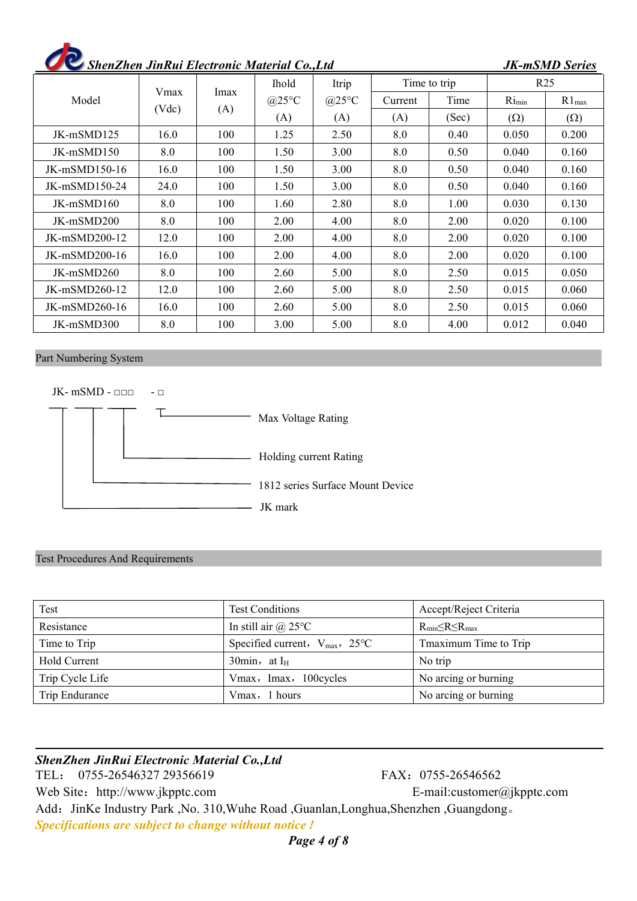| Model | Vmax (Vdc) | Imax (A) | Ihold @25°C (A) | Itrip @25°C (A) | Time to trip | | R25 | |
|---|---|---|---|---|---|---|---|---|
| | | | | | Current (A) | Time (Sec) | $Ri_{min}$ (Ω) | $R1_{max}$ (Ω) |
| JK-mSMD125 | 16.0 | 100 | 1.25 | 2.50 | 8.0 | 0.40 | 0.050 | 0.200 |
| JK-mSMD150 | 8.0 | 100 | 1.50 | 3.00 | 8.0 | 0.50 | 0.040 | 0.160 |
| JK-mSMD150-16 | 16.0 | 100 | 1.50 | 3.00 | 8.0 | 0.50 | 0.040 | 0.160 |
| JK-mSMD150-24 | 24.0 | 100 | 1.50 | 3.00 | 8.0 | 0.50 | 0.040 | 0.160 |
| JK-mSMD160 | 8.0 | 100 | 1.60 | 2.80 | 8.0 | 1.00 | 0.030 | 0.130 |
| JK-mSMD200 | 8.0 | 100 | 2.00 | 4.00 | 8.0 | 2.00 | 0.020 | 0.100 |
| JK-mSMD200-12 | 12.0 | 100 | 2.00 | 4.00 | 8.0 | 2.00 | 0.020 | 0.100 |
| JK-mSMD200-16 | 16.0 | 100 | 2.00 | 4.00 | 8.0 | 2.00 | 0.020 | 0.100 |
| JK-mSMD260 | 8.0 | 100 | 2.60 | 5.00 | 8.0 | 2.50 | 0.015 | 0.050 |
| JK-mSMD260-12 | 12.0 | 100 | 2.60 | 5.00 | 8.0 | 2.50 | 0.015 | 0.060 |
| JK-mSMD260-16 | 16.0 | 100 | 2.60 | 5.00 | 8.0 | 2.50 | 0.015 | 0.060 |
| JK-mSMD300 | 8.0 | 100 | 3.00 | 5.00 | 8.0 | 4.00 | 0.012 | 0.040 |

## Part Numbering System

JK- mSMD - □□□ - □

- □ (last): Max Voltage Rating
- □□□: Holding current Rating
- mSMD: 1812 series Surface Mount Device
- JK: JK mark

## Test Procedures And Requirements

| Test | Test Conditions | Accept/Reject Criteria |
|---|---|---|
| Resistance | In still air @ 25°C | $R_{min} \leq R \leq R_{max}$ |
| Time to Trip | Specified current，$V_{max}$，25°C | Tmaximum Time to Trip |
| Hold Current | 30min，at $I_H$ | No trip |
| Trip Cycle Life | Vmax，Imax，100cycles | No arcing or burning |
| Trip Endurance | Vmax，1 hours | No arcing or burning |

***ShenZhen JinRui Electronic Material Co.,Ltd***

TEL： 0755-26546327 29356619　　FAX：0755-26546562

Web Site：http://www.jkpptc.com　　E-mail:customer@jkpptc.com

Add：JinKe Industry Park ,No. 310,Wuhe Road ,Guanlan,Longhua,Shenzhen ,Guangdong。

***Specifications are subject to change without notice !***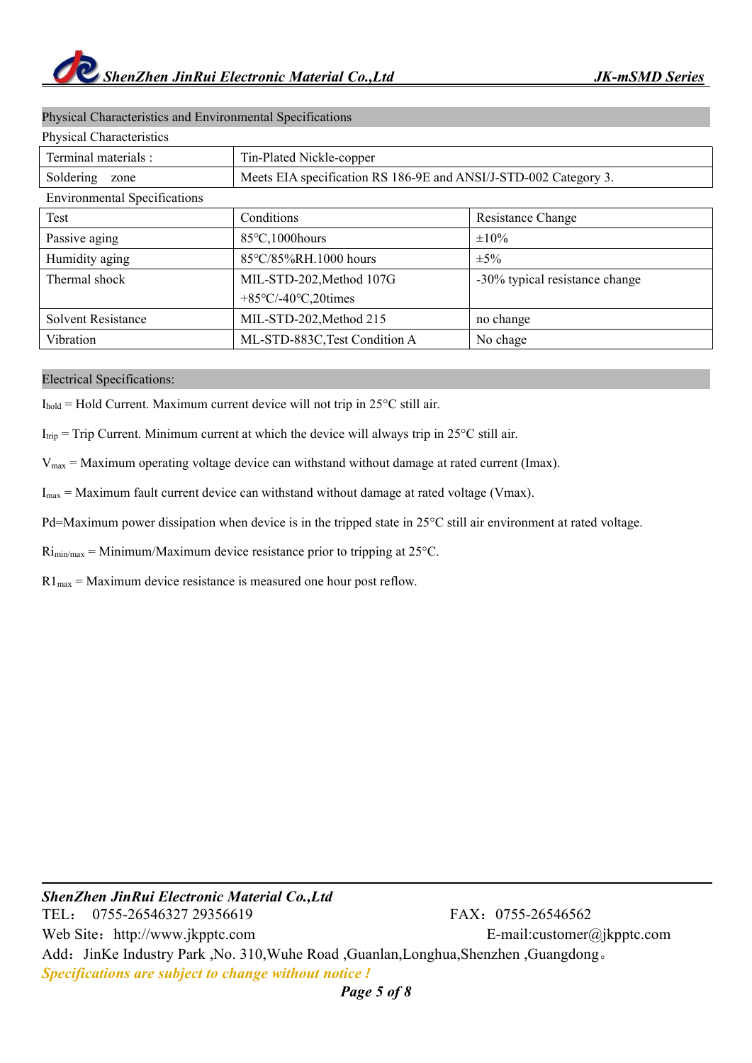## Physical Characteristics and Environmental Specifications

### Physical Characteristics

| | |
|---|---|
| Terminal materials : | Tin-Plated Nickle-copper |
| Soldering zone | Meets EIA specification RS 186-9E and ANSI/J-STD-002 Category 3. |

### Environmental Specifications

| Test | Conditions | Resistance Change |
|---|---|---|
| Passive aging | 85℃,1000hours | ±10% |
| Humidity aging | 85℃/85%RH.1000 hours | ±5% |
| Thermal shock | MIL-STD-202,Method 107G<br>+85℃/-40℃,20times | -30% typical resistance change |
| Solvent Resistance | MIL-STD-202,Method 215 | no change |
| Vibration | ML-STD-883C,Test Condition A | No chage |

## Electrical Specifications:

$I_{hold}$ = Hold Current. Maximum current device will not trip in 25°C still air.

$I_{trip}$ = Trip Current. Minimum current at which the device will always trip in 25°C still air.

$V_{max}$ = Maximum operating voltage device can withstand without damage at rated current (Imax).

$I_{max}$ = Maximum fault current device can withstand without damage at rated voltage (Vmax).

Pd=Maximum power dissipation when device is in the tripped state in 25°C still air environment at rated voltage.

$Ri_{min/max}$ = Minimum/Maximum device resistance prior to tripping at 25°C.

$R1_{max}$ = Maximum device resistance is measured one hour post reflow.

***ShenZhen JinRui Electronic Material Co.,Ltd***

TEL： 0755-26546327 29356619 FAX：0755-26546562

Web Site：http://www.jkpptc.com E-mail:customer@jkpptc.com

Add：JinKe Industry Park ,No. 310,Wuhe Road ,Guanlan,Longhua,Shenzhen ,Guangdong。

***Specifications are subject to change without notice !***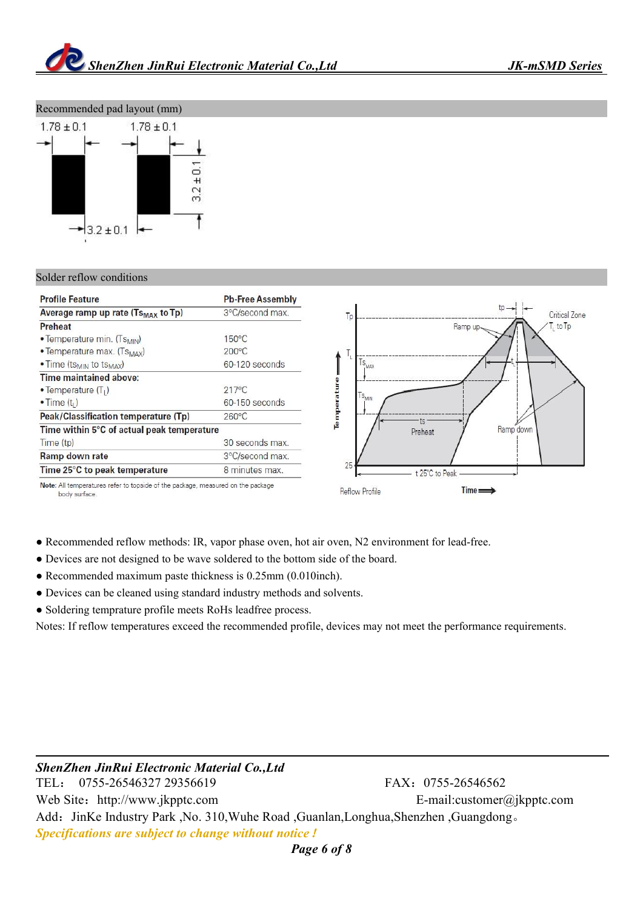## Recommended pad layout (mm)

1.78 ± 0.1
1.78 ± 0.1
3.2 ± 0.1
3.2 ± 0.1

## Solder reflow conditions

| Profile Feature | Pb-Free Assembly |
|---|---|
| **Average ramp up rate ($Ts_{MAX}$ to Tp)** | 3°C/second max. |
| **Preheat** | |
| • Temperature min. ($Ts_{MIN}$) | 150°C |
| • Temperature max. ($Ts_{MAX}$) | 200°C |
| • Time ($ts_{MIN}$ to $ts_{MAX}$) | 60-120 seconds |
| **Time maintained above:** | |
| • Temperature ($T_L$) | 217°C |
| • Time ($t_L$) | 60-150 seconds |
| **Peak/Classification temperature (Tp)** | 260°C |
| **Time within 5°C of actual peak temperature** | |
| Time (tp) | 30 seconds max. |
| **Ramp down rate** | 3°C/second max. |
| **Time 25°C to peak temperature** | 8 minutes max. |

**Note:** All temperatures refer to topside of the package, measured on the package body surface.

Tp
tp
Critical Zone
$T_L$ to Tp
Ramp up
$T_L$
$Ts_{MAX}$
$t_L$
$Ts_{MIN}$
Temperature
ts
Preheat
Ramp down
25
t 25°C to Peak
Reflow Profile
Time

- Recommended reflow methods: IR, vapor phase oven, hot air oven, N2 environment for lead-free.
- Devices are not designed to be wave soldered to the bottom side of the board.
- Recommended maximum paste thickness is 0.25mm (0.010inch).
- Devices can be cleaned using standard industry methods and solvents.
- Soldering temprature profile meets RoHs leadfree process.

Notes: If reflow temperatures exceed the recommended profile, devices may not meet the performance requirements.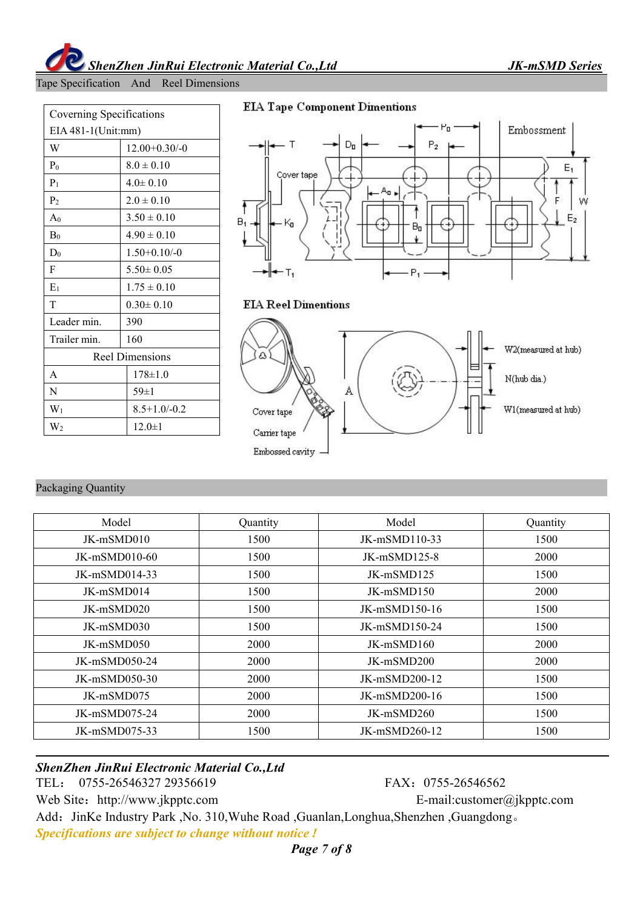## Tape Specification And Reel Dimensions

| Coverning Specifications EIA 481-1(Unit:mm) | |
|---|---|
| W | 12.00+0.30/-0 |
| $P_0$ | 8.0 ± 0.10 |
| $P_1$ | 4.0± 0.10 |
| $P_2$ | 2.0 ± 0.10 |
| $A_0$ | 3.50 ± 0.10 |
| $B_0$ | 4.90 ± 0.10 |
| $D_0$ | 1.50+0.10/-0 |
| F | 5.50± 0.05 |
| $E_1$ | 1.75 ± 0.10 |
| T | 0.30± 0.10 |
| Leader min. | 390 |
| Trailer min. | 160 |
| Reel Dimensions | |
| A | 178±1.0 |
| N | 59±1 |
| $W_1$ | 8.5+1.0/-0.2 |
| $W_2$ | 12.0±1 |

**EIA Tape Component Dimentions**

T
$D_0$
$P_0$
$P_2$
Embossment
Cover tape
$A_0$
$E_1$
F
W
$B_1$
$K_0$
$B_0$
$E_2$
$T_1$
$P_1$

**EIA Reel Dimentions**

A
W2(measured at hub)
N(hub dia.)
W1(measured at hub)
Cover tape
Carrier tape
Embossed cavity

## Packaging Quantity

| Model | Quantity | Model | Quantity |
|---|---|---|---|
| JK-mSMD010 | 1500 | JK-mSMD110-33 | 1500 |
| JK-mSMD010-60 | 1500 | JK-mSMD125-8 | 2000 |
| JK-mSMD014-33 | 1500 | JK-mSMD125 | 1500 |
| JK-mSMD014 | 1500 | JK-mSMD150 | 2000 |
| JK-mSMD020 | 1500 | JK-mSMD150-16 | 1500 |
| JK-mSMD030 | 1500 | JK-mSMD150-24 | 1500 |
| JK-mSMD050 | 2000 | JK-mSMD160 | 2000 |
| JK-mSMD050-24 | 2000 | JK-mSMD200 | 2000 |
| JK-mSMD050-30 | 2000 | JK-mSMD200-12 | 1500 |
| JK-mSMD075 | 2000 | JK-mSMD200-16 | 1500 |
| JK-mSMD075-24 | 2000 | JK-mSMD260 | 1500 |
| JK-mSMD075-33 | 1500 | JK-mSMD260-12 | 1500 |

***ShenZhen JinRui Electronic Material Co.,Ltd***

TEL： 0755-26546327 29356619 FAX：0755-26546562

Web Site：http://www.jkpptc.com E-mail:customer@jkpptc.com

Add：JinKe Industry Park ,No. 310,Wuhe Road ,Guanlan,Longhua,Shenzhen ,Guangdong。

***Specifications are subject to change without notice !***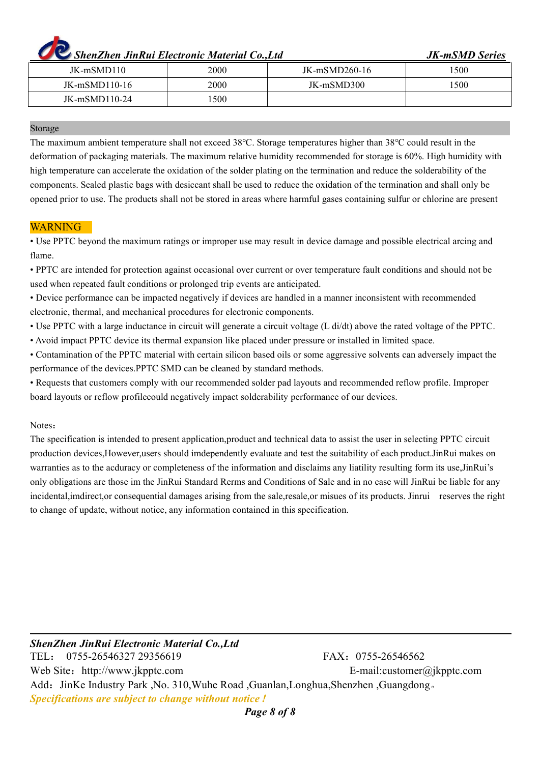| | | | |
|---|---|---|---|
| JK-mSMD110 | 2000 | JK-mSMD260-16 | 1500 |
| JK-mSMD110-16 | 2000 | JK-mSMD300 | 1500 |
| JK-mSMD110-24 | 1500 | | |

## Storage

The maximum ambient temperature shall not exceed 38℃. Storage temperatures higher than 38℃ could result in the deformation of packaging materials. The maximum relative humidity recommended for storage is 60%. High humidity with high temperature can accelerate the oxidation of the solder plating on the termination and reduce the solderability of the components. Sealed plastic bags with desiccant shall be used to reduce the oxidation of the termination and shall only be opened prior to use. The products shall not be stored in areas where harmful gases containing sulfur or chlorine are present

## WARNING

• Use PPTC beyond the maximum ratings or improper use may result in device damage and possible electrical arcing and flame.

• PPTC are intended for protection against occasional over current or over temperature fault conditions and should not be used when repeated fault conditions or prolonged trip events are anticipated.

• Device performance can be impacted negatively if devices are handled in a manner inconsistent with recommended electronic, thermal, and mechanical procedures for electronic components.

• Use PPTC with a large inductance in circuit will generate a circuit voltage (L di/dt) above the rated voltage of the PPTC.

• Avoid impact PPTC device its thermal expansion like placed under pressure or installed in limited space.

• Contamination of the PPTC material with certain silicon based oils or some aggressive solvents can adversely impact the performance of the devices.PPTC SMD can be cleaned by standard methods.

• Requests that customers comply with our recommended solder pad layouts and recommended reflow profile. Improper board layouts or reflow profilecould negatively impact solderability performance of our devices.

Notes：

The specification is intended to present application,product and technical data to assist the user in selecting PPTC circuit production devices,However,users should imdependently evaluate and test the suitability of each product.JinRui makes on warranties as to the acduracy or completeness of the information and disclaims any liatility resulting form its use,JinRui's only obligations are those im the JinRui Standard Rerms and Conditions of Sale and in no case will JinRui be liable for any incidental,imdirect,or consequential damages arising from the sale,resale,or misues of its products. Jinrui reserves the right to change of update, without notice, any information contained in this specification.

***ShenZhen JinRui Electronic Material Co.,Ltd***

TEL： 0755-26546327 29356619 FAX：0755-26546562

Web Site：http://www.jkpptc.com E-mail:customer@jkpptc.com

Add：JinKe Industry Park ,No. 310,Wuhe Road ,Guanlan,Longhua,Shenzhen ,Guangdong。

***Specifications are subject to change without notice !***